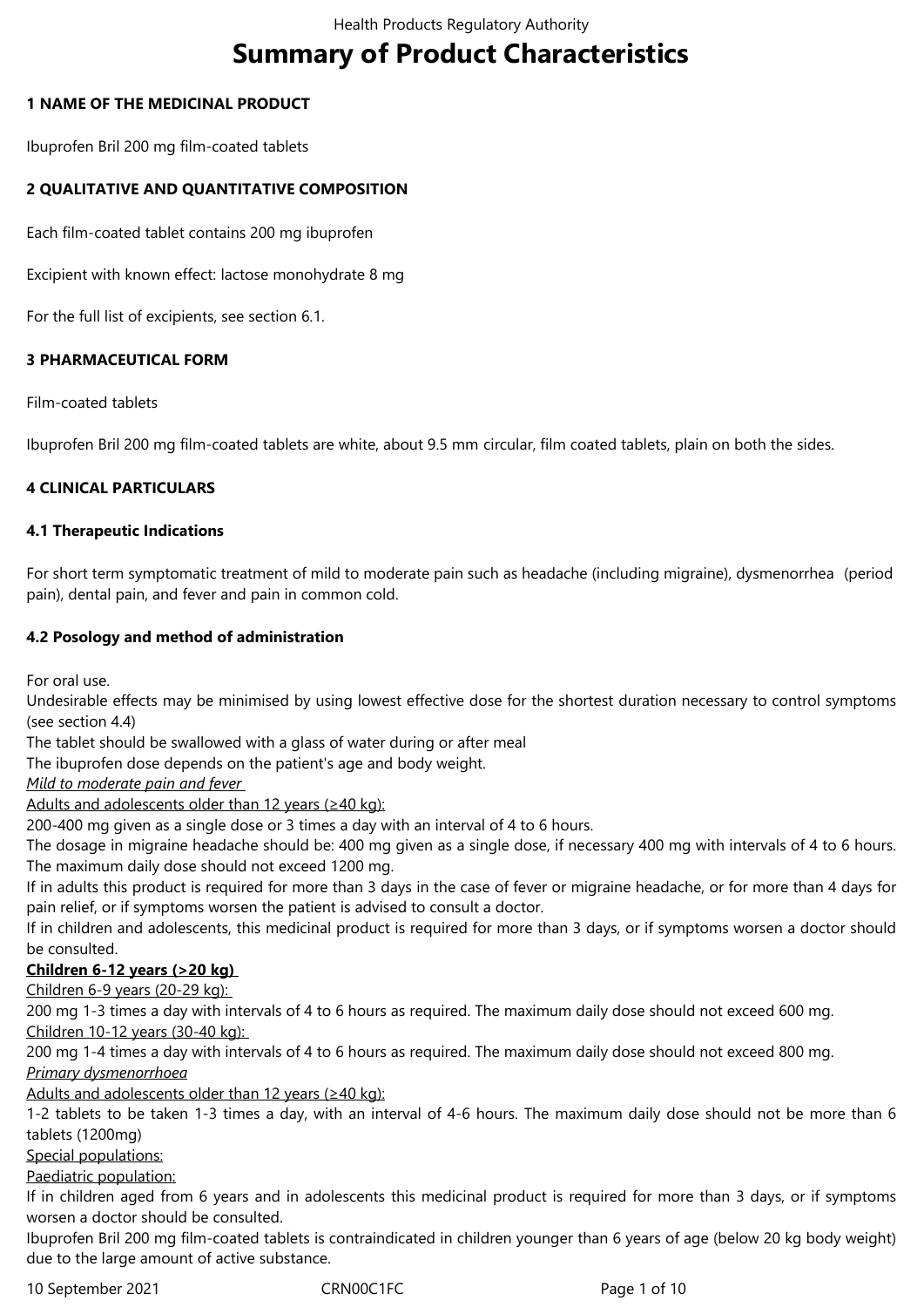# Summary of Product Characteristics

## 1 NAME OF THE MEDICINAL PRODUCT

Ibuprofen Bril 200 mg film-coated tablets

## 2 QUALITATIVE AND QUANTITATIVE COMPOSITION

Each film-coated tablet contains 200 mg ibuprofen

Excipient with known effect: lactose monohydrate 8 mg

For the full list of excipients, see section 6.1.

## 3 PHARMACEUTICAL FORM

Film-coated tablets

Ibuprofen Bril 200 mg film-coated tablets are white, about 9.5 mm circular, film coated tablets, plain on both the sides.

## 4 CLINICAL PARTICULARS

### 4.1 Therapeutic Indications

For short term symptomatic treatment of mild to moderate pain such as headache (including migraine), dysmenorrhea (period pain), dental pain, and fever and pain in common cold.

### 4.2 Posology and method of administration

For oral use.
Undesirable effects may be minimised by using lowest effective dose for the shortest duration necessary to control symptoms (see section 4.4)
The tablet should be swallowed with a glass of water during or after meal
The ibuprofen dose depends on the patient's age and body weight.

*Mild to moderate pain and fever*

Adults and adolescents older than 12 years (≥40 kg):

200-400 mg given as a single dose or 3 times a day with an interval of 4 to 6 hours.
The dosage in migraine headache should be: 400 mg given as a single dose, if necessary 400 mg with intervals of 4 to 6 hours.
The maximum daily dose should not exceed 1200 mg.
If in adults this product is required for more than 3 days in the case of fever or migraine headache, or for more than 4 days for pain relief, or if symptoms worsen the patient is advised to consult a doctor.
If in children and adolescents, this medicinal product is required for more than 3 days, or if symptoms worsen a doctor should be consulted.

**Children 6-12 years (>20 kg)**

Children 6-9 years (20-29 kg):

200 mg 1-3 times a day with intervals of 4 to 6 hours as required. The maximum daily dose should not exceed 600 mg.

Children 10-12 years (30-40 kg):

200 mg 1-4 times a day with intervals of 4 to 6 hours as required. The maximum daily dose should not exceed 800 mg.

*Primary dysmenorrhoea*

Adults and adolescents older than 12 years (≥40 kg):

1-2 tablets to be taken 1-3 times a day, with an interval of 4-6 hours. The maximum daily dose should not be more than 6 tablets (1200mg)

Special populations:

Paediatric population:

If in children aged from 6 years and in adolescents this medicinal product is required for more than 3 days, or if symptoms worsen a doctor should be consulted.
Ibuprofen Bril 200 mg film-coated tablets is contraindicated in children younger than 6 years of age (below 20 kg body weight) due to the large amount of active substance.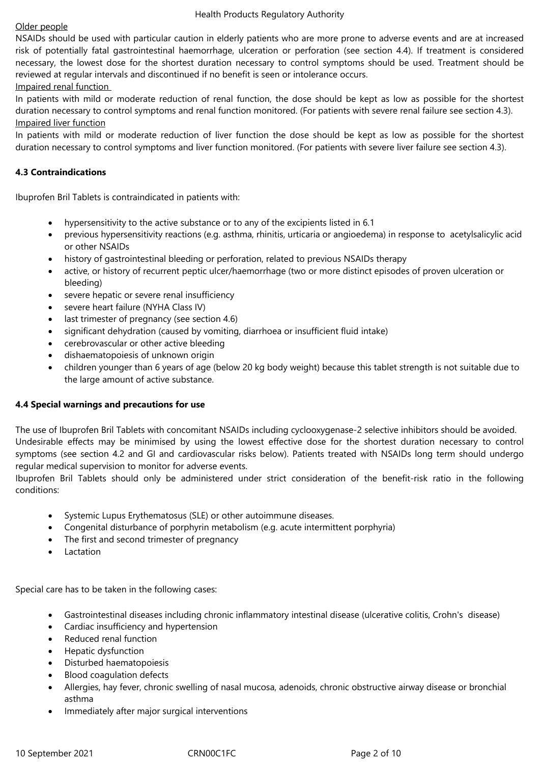Older people

NSAIDs should be used with particular caution in elderly patients who are more prone to adverse events and are at increased risk of potentially fatal gastrointestinal haemorrhage, ulceration or perforation (see section 4.4). If treatment is considered necessary, the lowest dose for the shortest duration necessary to control symptoms should be used. Treatment should be reviewed at regular intervals and discontinued if no benefit is seen or intolerance occurs.

Impaired renal function

In patients with mild or moderate reduction of renal function, the dose should be kept as low as possible for the shortest duration necessary to control symptoms and renal function monitored. (For patients with severe renal failure see section 4.3).

Impaired liver function

In patients with mild or moderate reduction of liver function the dose should be kept as low as possible for the shortest duration necessary to control symptoms and liver function monitored. (For patients with severe liver failure see section 4.3).

**4.3 Contraindications**

Ibuprofen Bril Tablets is contraindicated in patients with:

- hypersensitivity to the active substance or to any of the excipients listed in 6.1
- previous hypersensitivity reactions (e.g. asthma, rhinitis, urticaria or angioedema) in response to acetylsalicylic acid or other NSAIDs
- history of gastrointestinal bleeding or perforation, related to previous NSAIDs therapy
- active, or history of recurrent peptic ulcer/haemorrhage (two or more distinct episodes of proven ulceration or bleeding)
- severe hepatic or severe renal insufficiency
- severe heart failure (NYHA Class IV)
- last trimester of pregnancy (see section 4.6)
- significant dehydration (caused by vomiting, diarrhoea or insufficient fluid intake)
- cerebrovascular or other active bleeding
- dishaematopoiesis of unknown origin
- children younger than 6 years of age (below 20 kg body weight) because this tablet strength is not suitable due to the large amount of active substance.

**4.4 Special warnings and precautions for use**

The use of Ibuprofen Bril Tablets with concomitant NSAIDs including cyclooxygenase-2 selective inhibitors should be avoided.
Undesirable effects may be minimised by using the lowest effective dose for the shortest duration necessary to control symptoms (see section 4.2 and GI and cardiovascular risks below). Patients treated with NSAIDs long term should undergo regular medical supervision to monitor for adverse events.
Ibuprofen Bril Tablets should only be administered under strict consideration of the benefit-risk ratio in the following conditions:

- Systemic Lupus Erythematosus (SLE) or other autoimmune diseases.
- Congenital disturbance of porphyrin metabolism (e.g. acute intermittent porphyria)
- The first and second trimester of pregnancy
- Lactation

Special care has to be taken in the following cases:

- Gastrointestinal diseases including chronic inflammatory intestinal disease (ulcerative colitis, Crohn's disease)
- Cardiac insufficiency and hypertension
- Reduced renal function
- Hepatic dysfunction
- Disturbed haematopoiesis
- Blood coagulation defects
- Allergies, hay fever, chronic swelling of nasal mucosa, adenoids, chronic obstructive airway disease or bronchial asthma
- Immediately after major surgical interventions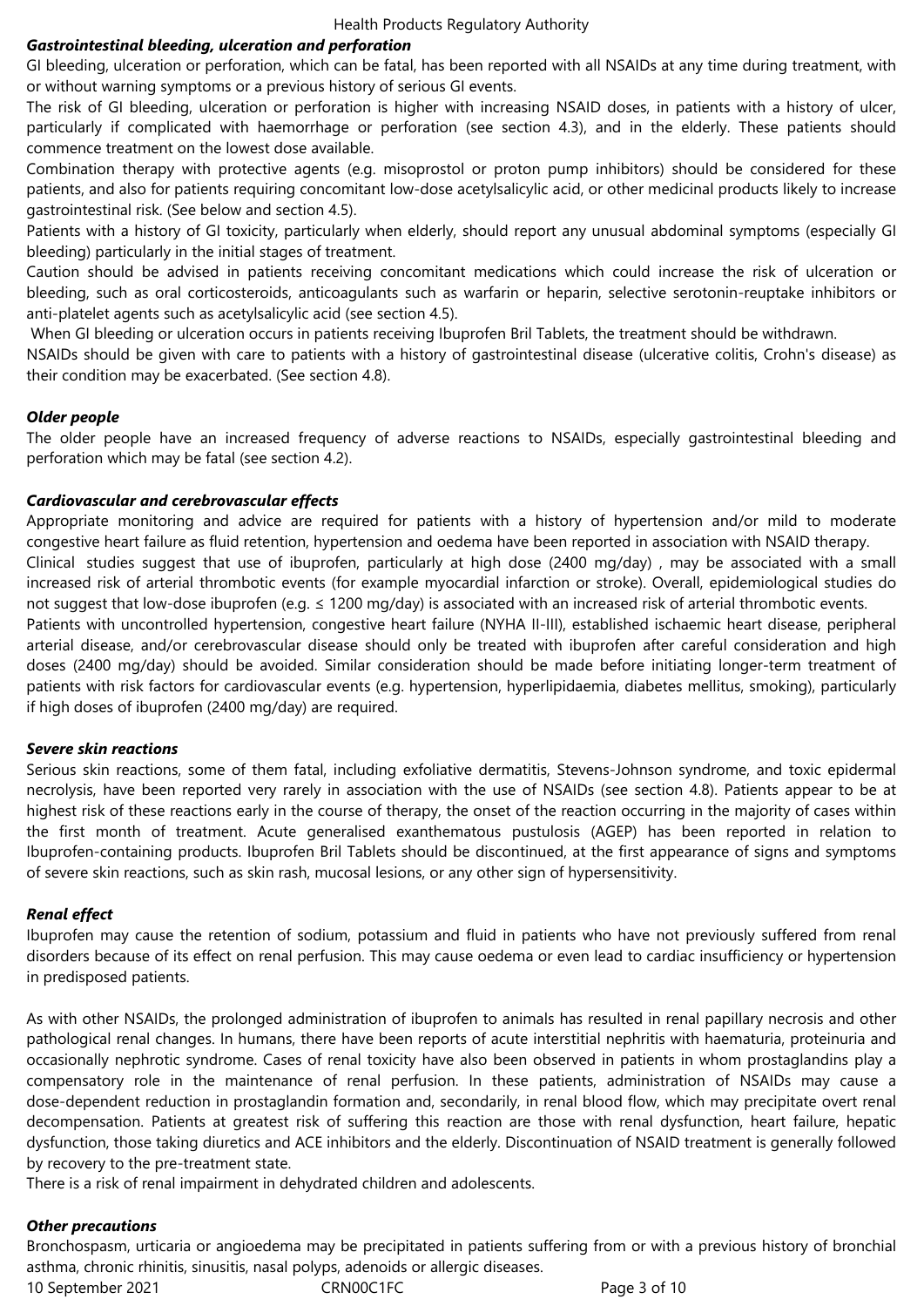***Gastrointestinal bleeding, ulceration and perforation***

GI bleeding, ulceration or perforation, which can be fatal, has been reported with all NSAIDs at any time during treatment, with or without warning symptoms or a previous history of serious GI events.

The risk of GI bleeding, ulceration or perforation is higher with increasing NSAID doses, in patients with a history of ulcer, particularly if complicated with haemorrhage or perforation (see section 4.3), and in the elderly. These patients should commence treatment on the lowest dose available.

Combination therapy with protective agents (e.g. misoprostol or proton pump inhibitors) should be considered for these patients, and also for patients requiring concomitant low-dose acetylsalicylic acid, or other medicinal products likely to increase gastrointestinal risk. (See below and section 4.5).

Patients with a history of GI toxicity, particularly when elderly, should report any unusual abdominal symptoms (especially GI bleeding) particularly in the initial stages of treatment.

Caution should be advised in patients receiving concomitant medications which could increase the risk of ulceration or bleeding, such as oral corticosteroids, anticoagulants such as warfarin or heparin, selective serotonin-reuptake inhibitors or anti-platelet agents such as acetylsalicylic acid (see section 4.5).

When GI bleeding or ulceration occurs in patients receiving Ibuprofen Bril Tablets, the treatment should be withdrawn.

NSAIDs should be given with care to patients with a history of gastrointestinal disease (ulcerative colitis, Crohn's disease) as their condition may be exacerbated. (See section 4.8).

***Older people***

The older people have an increased frequency of adverse reactions to NSAIDs, especially gastrointestinal bleeding and perforation which may be fatal (see section 4.2).

***Cardiovascular and cerebrovascular effects***

Appropriate monitoring and advice are required for patients with a history of hypertension and/or mild to moderate congestive heart failure as fluid retention, hypertension and oedema have been reported in association with NSAID therapy.

Clinical studies suggest that use of ibuprofen, particularly at high dose (2400 mg/day) , may be associated with a small increased risk of arterial thrombotic events (for example myocardial infarction or stroke). Overall, epidemiological studies do not suggest that low-dose ibuprofen (e.g. ≤ 1200 mg/day) is associated with an increased risk of arterial thrombotic events.

Patients with uncontrolled hypertension, congestive heart failure (NYHA II-III), established ischaemic heart disease, peripheral arterial disease, and/or cerebrovascular disease should only be treated with ibuprofen after careful consideration and high doses (2400 mg/day) should be avoided. Similar consideration should be made before initiating longer-term treatment of patients with risk factors for cardiovascular events (e.g. hypertension, hyperlipidaemia, diabetes mellitus, smoking), particularly if high doses of ibuprofen (2400 mg/day) are required.

***Severe skin reactions***

Serious skin reactions, some of them fatal, including exfoliative dermatitis, Stevens-Johnson syndrome, and toxic epidermal necrolysis, have been reported very rarely in association with the use of NSAIDs (see section 4.8). Patients appear to be at highest risk of these reactions early in the course of therapy, the onset of the reaction occurring in the majority of cases within the first month of treatment. Acute generalised exanthematous pustulosis (AGEP) has been reported in relation to Ibuprofen-containing products. Ibuprofen Bril Tablets should be discontinued, at the first appearance of signs and symptoms of severe skin reactions, such as skin rash, mucosal lesions, or any other sign of hypersensitivity.

***Renal effect***

Ibuprofen may cause the retention of sodium, potassium and fluid in patients who have not previously suffered from renal disorders because of its effect on renal perfusion. This may cause oedema or even lead to cardiac insufficiency or hypertension in predisposed patients.

As with other NSAIDs, the prolonged administration of ibuprofen to animals has resulted in renal papillary necrosis and other pathological renal changes. In humans, there have been reports of acute interstitial nephritis with haematuria, proteinuria and occasionally nephrotic syndrome. Cases of renal toxicity have also been observed in patients in whom prostaglandins play a compensatory role in the maintenance of renal perfusion. In these patients, administration of NSAIDs may cause a dose-dependent reduction in prostaglandin formation and, secondarily, in renal blood flow, which may precipitate overt renal decompensation. Patients at greatest risk of suffering this reaction are those with renal dysfunction, heart failure, hepatic dysfunction, those taking diuretics and ACE inhibitors and the elderly. Discontinuation of NSAID treatment is generally followed by recovery to the pre-treatment state.

There is a risk of renal impairment in dehydrated children and adolescents.

***Other precautions***

Bronchospasm, urticaria or angioedema may be precipitated in patients suffering from or with a previous history of bronchial asthma, chronic rhinitis, sinusitis, nasal polyps, adenoids or allergic diseases.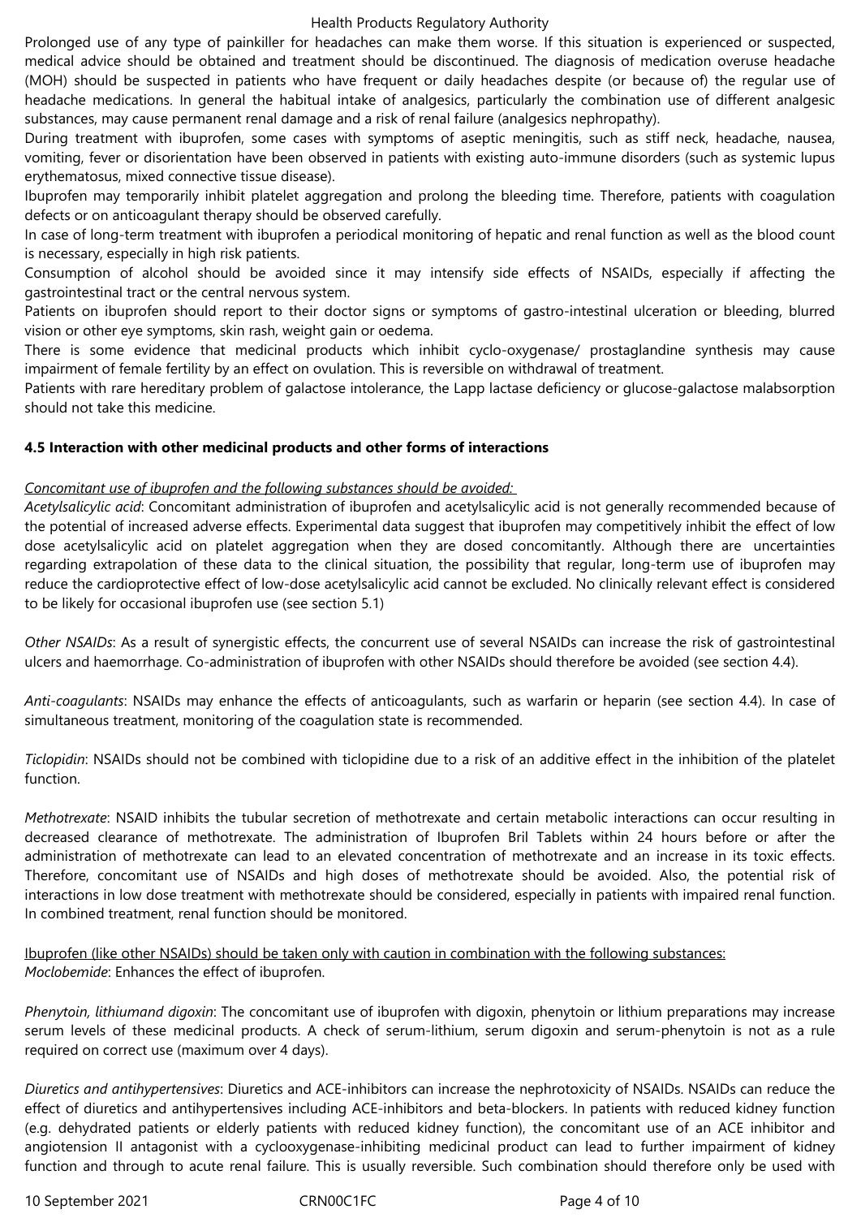Prolonged use of any type of painkiller for headaches can make them worse. If this situation is experienced or suspected, medical advice should be obtained and treatment should be discontinued. The diagnosis of medication overuse headache (MOH) should be suspected in patients who have frequent or daily headaches despite (or because of) the regular use of headache medications. In general the habitual intake of analgesics, particularly the combination use of different analgesic substances, may cause permanent renal damage and a risk of renal failure (analgesics nephropathy).

During treatment with ibuprofen, some cases with symptoms of aseptic meningitis, such as stiff neck, headache, nausea, vomiting, fever or disorientation have been observed in patients with existing auto-immune disorders (such as systemic lupus erythematosus, mixed connective tissue disease).

Ibuprofen may temporarily inhibit platelet aggregation and prolong the bleeding time. Therefore, patients with coagulation defects or on anticoagulant therapy should be observed carefully.

In case of long-term treatment with ibuprofen a periodical monitoring of hepatic and renal function as well as the blood count is necessary, especially in high risk patients.

Consumption of alcohol should be avoided since it may intensify side effects of NSAIDs, especially if affecting the gastrointestinal tract or the central nervous system.

Patients on ibuprofen should report to their doctor signs or symptoms of gastro-intestinal ulceration or bleeding, blurred vision or other eye symptoms, skin rash, weight gain or oedema.

There is some evidence that medicinal products which inhibit cyclo-oxygenase/ prostaglandine synthesis may cause impairment of female fertility by an effect on ovulation. This is reversible on withdrawal of treatment.

Patients with rare hereditary problem of galactose intolerance, the Lapp lactase deficiency or glucose-galactose malabsorption should not take this medicine.

**4.5 Interaction with other medicinal products and other forms of interactions**

Concomitant use of ibuprofen and the following substances should be avoided:

*Acetylsalicylic acid*: Concomitant administration of ibuprofen and acetylsalicylic acid is not generally recommended because of the potential of increased adverse effects. Experimental data suggest that ibuprofen may competitively inhibit the effect of low dose acetylsalicylic acid on platelet aggregation when they are dosed concomitantly. Although there are uncertainties regarding extrapolation of these data to the clinical situation, the possibility that regular, long-term use of ibuprofen may reduce the cardioprotective effect of low-dose acetylsalicylic acid cannot be excluded. No clinically relevant effect is considered to be likely for occasional ibuprofen use (see section 5.1)

*Other NSAIDs*: As a result of synergistic effects, the concurrent use of several NSAIDs can increase the risk of gastrointestinal ulcers and haemorrhage. Co-administration of ibuprofen with other NSAIDs should therefore be avoided (see section 4.4).

*Anti-coagulants*: NSAIDs may enhance the effects of anticoagulants, such as warfarin or heparin (see section 4.4). In case of simultaneous treatment, monitoring of the coagulation state is recommended.

*Ticlopidin*: NSAIDs should not be combined with ticlopidine due to a risk of an additive effect in the inhibition of the platelet function.

*Methotrexate*: NSAID inhibits the tubular secretion of methotrexate and certain metabolic interactions can occur resulting in decreased clearance of methotrexate. The administration of Ibuprofen Bril Tablets within 24 hours before or after the administration of methotrexate can lead to an elevated concentration of methotrexate and an increase in its toxic effects. Therefore, concomitant use of NSAIDs and high doses of methotrexate should be avoided. Also, the potential risk of interactions in low dose treatment with methotrexate should be considered, especially in patients with impaired renal function. In combined treatment, renal function should be monitored.

Ibuprofen (like other NSAIDs) should be taken only with caution in combination with the following substances:

*Moclobemide*: Enhances the effect of ibuprofen.

*Phenytoin, lithiumand digoxin*: The concomitant use of ibuprofen with digoxin, phenytoin or lithium preparations may increase serum levels of these medicinal products. A check of serum-lithium, serum digoxin and serum-phenytoin is not as a rule required on correct use (maximum over 4 days).

*Diuretics and antihypertensives*: Diuretics and ACE-inhibitors can increase the nephrotoxicity of NSAIDs. NSAIDs can reduce the effect of diuretics and antihypertensives including ACE-inhibitors and beta-blockers. In patients with reduced kidney function (e.g. dehydrated patients or elderly patients with reduced kidney function), the concomitant use of an ACE inhibitor and angiotension II antagonist with a cyclooxygenase-inhibiting medicinal product can lead to further impairment of kidney function and through to acute renal failure. This is usually reversible. Such combination should therefore only be used with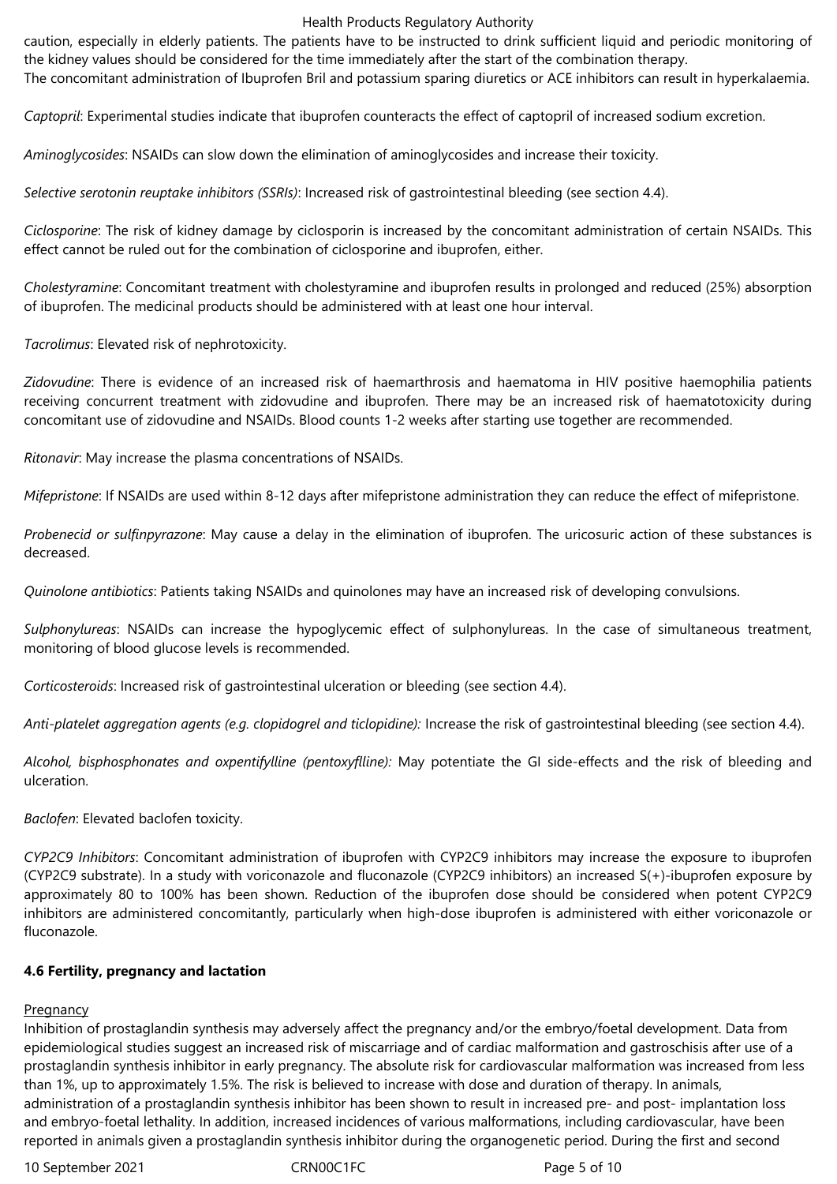caution, especially in elderly patients. The patients have to be instructed to drink sufficient liquid and periodic monitoring of the kidney values should be considered for the time immediately after the start of the combination therapy.
The concomitant administration of Ibuprofen Bril and potassium sparing diuretics or ACE inhibitors can result in hyperkalaemia.

*Captopril*: Experimental studies indicate that ibuprofen counteracts the effect of captopril of increased sodium excretion.

*Aminoglycosides*: NSAIDs can slow down the elimination of aminoglycosides and increase their toxicity.

*Selective serotonin reuptake inhibitors (SSRIs)*: Increased risk of gastrointestinal bleeding (see section 4.4).

*Ciclosporine*: The risk of kidney damage by ciclosporin is increased by the concomitant administration of certain NSAIDs. This effect cannot be ruled out for the combination of ciclosporine and ibuprofen, either.

*Cholestyramine*: Concomitant treatment with cholestyramine and ibuprofen results in prolonged and reduced (25%) absorption of ibuprofen. The medicinal products should be administered with at least one hour interval.

*Tacrolimus*: Elevated risk of nephrotoxicity.

*Zidovudine*: There is evidence of an increased risk of haemarthrosis and haematoma in HIV positive haemophilia patients receiving concurrent treatment with zidovudine and ibuprofen. There may be an increased risk of haematotoxicity during concomitant use of zidovudine and NSAIDs. Blood counts 1-2 weeks after starting use together are recommended.

*Ritonavir*: May increase the plasma concentrations of NSAIDs.

*Mifepristone*: If NSAIDs are used within 8-12 days after mifepristone administration they can reduce the effect of mifepristone.

*Probenecid or sulfinpyrazone*: May cause a delay in the elimination of ibuprofen. The uricosuric action of these substances is decreased.

*Quinolone antibiotics*: Patients taking NSAIDs and quinolones may have an increased risk of developing convulsions.

*Sulphonylureas*: NSAIDs can increase the hypoglycemic effect of sulphonylureas. In the case of simultaneous treatment, monitoring of blood glucose levels is recommended.

*Corticosteroids*: Increased risk of gastrointestinal ulceration or bleeding (see section 4.4).

*Anti-platelet aggregation agents (e.g. clopidogrel and ticlopidine):* Increase the risk of gastrointestinal bleeding (see section 4.4).

*Alcohol, bisphosphonates and oxpentifylline (pentoxyflline):* May potentiate the GI side-effects and the risk of bleeding and ulceration.

*Baclofen*: Elevated baclofen toxicity.

*CYP2C9 Inhibitors*: Concomitant administration of ibuprofen with CYP2C9 inhibitors may increase the exposure to ibuprofen (CYP2C9 substrate). In a study with voriconazole and fluconazole (CYP2C9 inhibitors) an increased S(+)-ibuprofen exposure by approximately 80 to 100% has been shown. Reduction of the ibuprofen dose should be considered when potent CYP2C9 inhibitors are administered concomitantly, particularly when high-dose ibuprofen is administered with either voriconazole or fluconazole.

**4.6 Fertility, pregnancy and lactation**

Pregnancy

Inhibition of prostaglandin synthesis may adversely affect the pregnancy and/or the embryo/foetal development. Data from epidemiological studies suggest an increased risk of miscarriage and of cardiac malformation and gastroschisis after use of a prostaglandin synthesis inhibitor in early pregnancy. The absolute risk for cardiovascular malformation was increased from less than 1%, up to approximately 1.5%. The risk is believed to increase with dose and duration of therapy. In animals, administration of a prostaglandin synthesis inhibitor has been shown to result in increased pre- and post- implantation loss and embryo-foetal lethality. In addition, increased incidences of various malformations, including cardiovascular, have been reported in animals given a prostaglandin synthesis inhibitor during the organogenetic period. During the first and second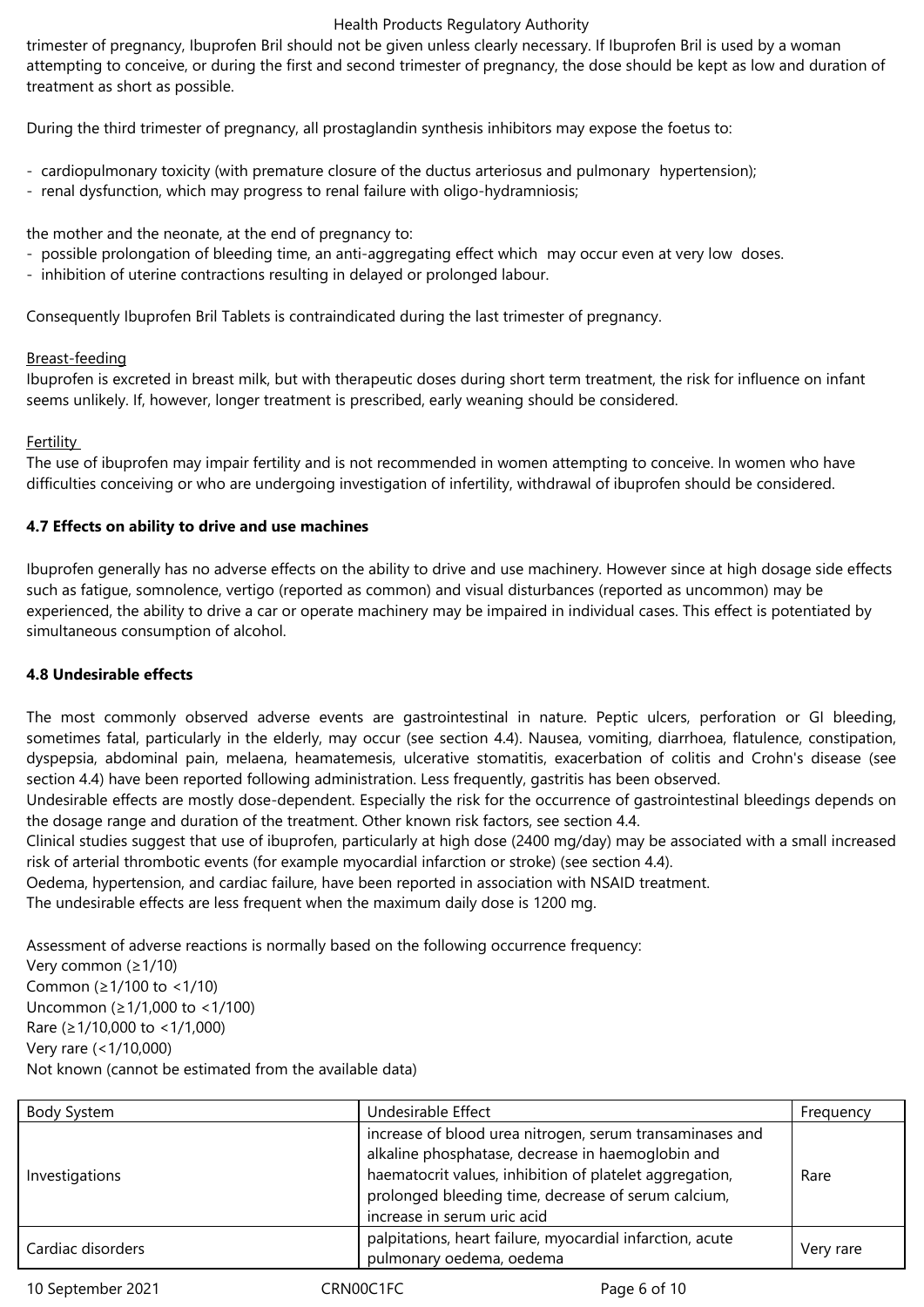trimester of pregnancy, Ibuprofen Bril should not be given unless clearly necessary. If Ibuprofen Bril is used by a woman attempting to conceive, or during the first and second trimester of pregnancy, the dose should be kept as low and duration of treatment as short as possible.

During the third trimester of pregnancy, all prostaglandin synthesis inhibitors may expose the foetus to:

- cardiopulmonary toxicity (with premature closure of the ductus arteriosus and pulmonary hypertension);
- renal dysfunction, which may progress to renal failure with oligo-hydramniosis;

the mother and the neonate, at the end of pregnancy to:
- possible prolongation of bleeding time, an anti-aggregating effect which may occur even at very low doses.
- inhibition of uterine contractions resulting in delayed or prolonged labour.

Consequently Ibuprofen Bril Tablets is contraindicated during the last trimester of pregnancy.

Breast-feeding
Ibuprofen is excreted in breast milk, but with therapeutic doses during short term treatment, the risk for influence on infant seems unlikely. If, however, longer treatment is prescribed, early weaning should be considered.

Fertility
The use of ibuprofen may impair fertility and is not recommended in women attempting to conceive. In women who have difficulties conceiving or who are undergoing investigation of infertility, withdrawal of ibuprofen should be considered.

**4.7 Effects on ability to drive and use machines**

Ibuprofen generally has no adverse effects on the ability to drive and use machinery. However since at high dosage side effects such as fatigue, somnolence, vertigo (reported as common) and visual disturbances (reported as uncommon) may be experienced, the ability to drive a car or operate machinery may be impaired in individual cases. This effect is potentiated by simultaneous consumption of alcohol.

**4.8 Undesirable effects**

The most commonly observed adverse events are gastrointestinal in nature. Peptic ulcers, perforation or GI bleeding, sometimes fatal, particularly in the elderly, may occur (see section 4.4). Nausea, vomiting, diarrhoea, flatulence, constipation, dyspepsia, abdominal pain, melaena, heamatemesis, ulcerative stomatitis, exacerbation of colitis and Crohn's disease (see section 4.4) have been reported following administration. Less frequently, gastritis has been observed.
Undesirable effects are mostly dose-dependent. Especially the risk for the occurrence of gastrointestinal bleedings depends on the dosage range and duration of the treatment. Other known risk factors, see section 4.4.
Clinical studies suggest that use of ibuprofen, particularly at high dose (2400 mg/day) may be associated with a small increased risk of arterial thrombotic events (for example myocardial infarction or stroke) (see section 4.4).
Oedema, hypertension, and cardiac failure, have been reported in association with NSAID treatment.
The undesirable effects are less frequent when the maximum daily dose is 1200 mg.

Assessment of adverse reactions is normally based on the following occurrence frequency:
Very common (≥1/10)
Common (≥1/100 to <1/10)
Uncommon (≥1/1,000 to <1/100)
Rare (≥1/10,000 to <1/1,000)
Very rare (<1/10,000)
Not known (cannot be estimated from the available data)

| Body System | Undesirable Effect | Frequency |
|---|---|---|
| Investigations | increase of blood urea nitrogen, serum transaminases and alkaline phosphatase, decrease in haemoglobin and haematocrit values, inhibition of platelet aggregation, prolonged bleeding time, decrease of serum calcium, increase in serum uric acid | Rare |
| Cardiac disorders | palpitations, heart failure, myocardial infarction, acute pulmonary oedema, oedema | Very rare |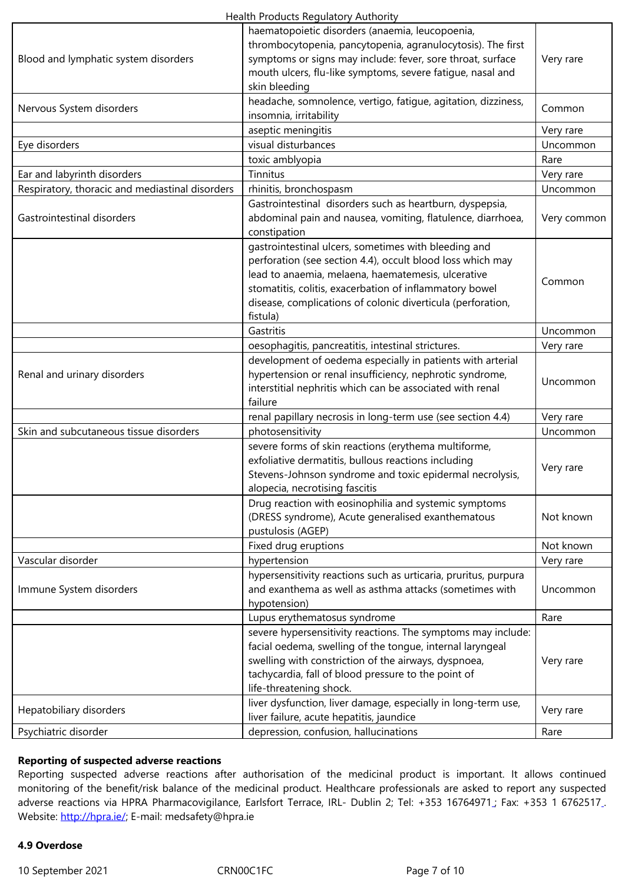| | | |
|---|---|---|
| Blood and lymphatic system disorders | haematopoietic disorders (anaemia, leucopoenia, thrombocytopenia, pancytopenia, agranulocytosis). The first symptoms or signs may include: fever, sore throat, surface mouth ulcers, flu-like symptoms, severe fatigue, nasal and skin bleeding | Very rare |
| Nervous System disorders | headache, somnolence, vertigo, fatigue, agitation, dizziness, insomnia, irritability | Common |
| | aseptic meningitis | Very rare |
| Eye disorders | visual disturbances | Uncommon |
| | toxic amblyopia | Rare |
| Ear and labyrinth disorders | Tinnitus | Very rare |
| Respiratory, thoracic and mediastinal disorders | rhinitis, bronchospasm | Uncommon |
| Gastrointestinal disorders | Gastrointestinal disorders such as heartburn, dyspepsia, abdominal pain and nausea, vomiting, flatulence, diarrhoea, constipation | Very common |
| | gastrointestinal ulcers, sometimes with bleeding and perforation (see section 4.4), occult blood loss which may lead to anaemia, melaena, haematemesis, ulcerative stomatitis, colitis, exacerbation of inflammatory bowel disease, complications of colonic diverticula (perforation, fistula) | Common |
| | Gastritis | Uncommon |
| | oesophagitis, pancreatitis, intestinal strictures. | Very rare |
| Renal and urinary disorders | development of oedema especially in patients with arterial hypertension or renal insufficiency, nephrotic syndrome, interstitial nephritis which can be associated with renal failure | Uncommon |
| | renal papillary necrosis in long-term use (see section 4.4) | Very rare |
| Skin and subcutaneous tissue disorders | photosensitivity | Uncommon |
| | severe forms of skin reactions (erythema multiforme, exfoliative dermatitis, bullous reactions including Stevens-Johnson syndrome and toxic epidermal necrolysis, alopecia, necrotising fascitis | Very rare |
| | Drug reaction with eosinophilia and systemic symptoms (DRESS syndrome), Acute generalised exanthematous pustulosis (AGEP) | Not known |
| | Fixed drug eruptions | Not known |
| Vascular disorder | hypertension | Very rare |
| Immune System disorders | hypersensitivity reactions such as urticaria, pruritus, purpura and exanthema as well as asthma attacks (sometimes with hypotension) | Uncommon |
| | Lupus erythematosus syndrome | Rare |
| | severe hypersensitivity reactions. The symptoms may include: facial oedema, swelling of the tongue, internal laryngeal swelling with constriction of the airways, dyspnoea, tachycardia, fall of blood pressure to the point of life-threatening shock. | Very rare |
| Hepatobiliary disorders | liver dysfunction, liver damage, especially in long-term use, liver failure, acute hepatitis, jaundice | Very rare |
| Psychiatric disorder | depression, confusion, hallucinations | Rare |

**Reporting of suspected adverse reactions**

Reporting suspected adverse reactions after authorisation of the medicinal product is important. It allows continued monitoring of the benefit/risk balance of the medicinal product. Healthcare professionals are asked to report any suspected adverse reactions via HPRA Pharmacovigilance, Earlsfort Terrace, IRL- Dublin 2; Tel: +353 16764971; Fax: +353 1 6762517. Website: http://hpra.ie/; E-mail: medsafety@hpra.ie

**4.9 Overdose**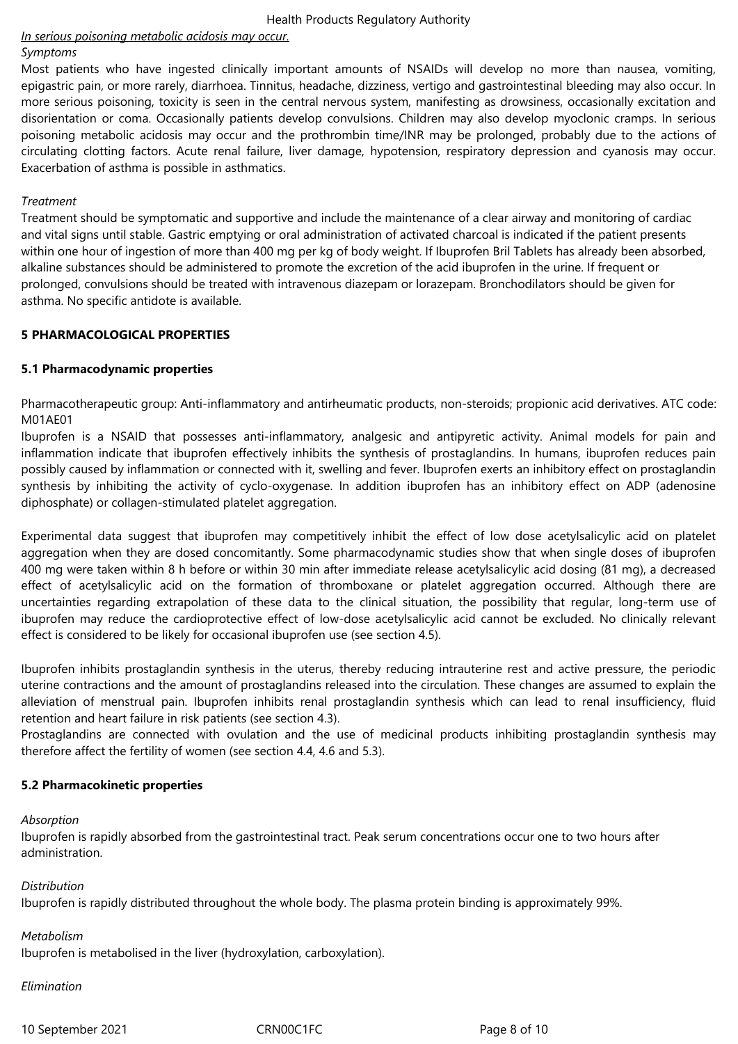*In serious poisoning metabolic acidosis may occur.*

*Symptoms*

Most patients who have ingested clinically important amounts of NSAIDs will develop no more than nausea, vomiting, epigastric pain, or more rarely, diarrhoea. Tinnitus, headache, dizziness, vertigo and gastrointestinal bleeding may also occur. In more serious poisoning, toxicity is seen in the central nervous system, manifesting as drowsiness, occasionally excitation and disorientation or coma. Occasionally patients develop convulsions. Children may also develop myoclonic cramps. In serious poisoning metabolic acidosis may occur and the prothrombin time/INR may be prolonged, probably due to the actions of circulating clotting factors. Acute renal failure, liver damage, hypotension, respiratory depression and cyanosis may occur. Exacerbation of asthma is possible in asthmatics.

*Treatment*

Treatment should be symptomatic and supportive and include the maintenance of a clear airway and monitoring of cardiac and vital signs until stable. Gastric emptying or oral administration of activated charcoal is indicated if the patient presents within one hour of ingestion of more than 400 mg per kg of body weight. If Ibuprofen Bril Tablets has already been absorbed, alkaline substances should be administered to promote the excretion of the acid ibuprofen in the urine. If frequent or prolonged, convulsions should be treated with intravenous diazepam or lorazepam. Bronchodilators should be given for asthma. No specific antidote is available.

## 5 PHARMACOLOGICAL PROPERTIES

### 5.1 Pharmacodynamic properties

Pharmacotherapeutic group: Anti-inflammatory and antirheumatic products, non-steroids; propionic acid derivatives. ATC code: M01AE01

Ibuprofen is a NSAID that possesses anti-inflammatory, analgesic and antipyretic activity. Animal models for pain and inflammation indicate that ibuprofen effectively inhibits the synthesis of prostaglandins. In humans, ibuprofen reduces pain possibly caused by inflammation or connected with it, swelling and fever. Ibuprofen exerts an inhibitory effect on prostaglandin synthesis by inhibiting the activity of cyclo-oxygenase. In addition ibuprofen has an inhibitory effect on ADP (adenosine diphosphate) or collagen-stimulated platelet aggregation.

Experimental data suggest that ibuprofen may competitively inhibit the effect of low dose acetylsalicylic acid on platelet aggregation when they are dosed concomitantly. Some pharmacodynamic studies show that when single doses of ibuprofen 400 mg were taken within 8 h before or within 30 min after immediate release acetylsalicylic acid dosing (81 mg), a decreased effect of acetylsalicylic acid on the formation of thromboxane or platelet aggregation occurred. Although there are uncertainties regarding extrapolation of these data to the clinical situation, the possibility that regular, long-term use of ibuprofen may reduce the cardioprotective effect of low-dose acetylsalicylic acid cannot be excluded. No clinically relevant effect is considered to be likely for occasional ibuprofen use (see section 4.5).

Ibuprofen inhibits prostaglandin synthesis in the uterus, thereby reducing intrauterine rest and active pressure, the periodic uterine contractions and the amount of prostaglandins released into the circulation. These changes are assumed to explain the alleviation of menstrual pain. Ibuprofen inhibits renal prostaglandin synthesis which can lead to renal insufficiency, fluid retention and heart failure in risk patients (see section 4.3).

Prostaglandins are connected with ovulation and the use of medicinal products inhibiting prostaglandin synthesis may therefore affect the fertility of women (see section 4.4, 4.6 and 5.3).

### 5.2 Pharmacokinetic properties

*Absorption*

Ibuprofen is rapidly absorbed from the gastrointestinal tract. Peak serum concentrations occur one to two hours after administration.

*Distribution*

Ibuprofen is rapidly distributed throughout the whole body. The plasma protein binding is approximately 99%.

*Metabolism*

Ibuprofen is metabolised in the liver (hydroxylation, carboxylation).

*Elimination*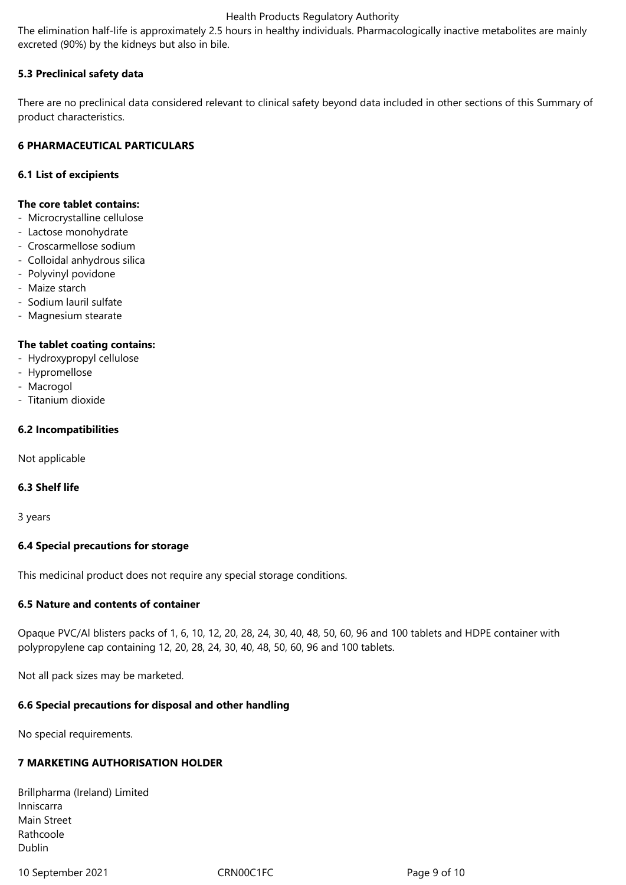The elimination half-life is approximately 2.5 hours in healthy individuals. Pharmacologically inactive metabolites are mainly excreted (90%) by the kidneys but also in bile.

**5.3 Preclinical safety data**

There are no preclinical data considered relevant to clinical safety beyond data included in other sections of this Summary of product characteristics.

**6 PHARMACEUTICAL PARTICULARS**

**6.1 List of excipients**

**The core tablet contains:**
- Microcrystalline cellulose
- Lactose monohydrate
- Croscarmellose sodium
- Colloidal anhydrous silica
- Polyvinyl povidone
- Maize starch
- Sodium lauril sulfate
- Magnesium stearate

**The tablet coating contains:**
- Hydroxypropyl cellulose
- Hypromellose
- Macrogol
- Titanium dioxide

**6.2 Incompatibilities**

Not applicable

**6.3 Shelf life**

3 years

**6.4 Special precautions for storage**

This medicinal product does not require any special storage conditions.

**6.5 Nature and contents of container**

Opaque PVC/Al blisters packs of 1, 6, 10, 12, 20, 28, 24, 30, 40, 48, 50, 60, 96 and 100 tablets and HDPE container with polypropylene cap containing 12, 20, 28, 24, 30, 40, 48, 50, 60, 96 and 100 tablets.

Not all pack sizes may be marketed.

**6.6 Special precautions for disposal and other handling**

No special requirements.

**7 MARKETING AUTHORISATION HOLDER**

Brillpharma (Ireland) Limited
Inniscarra
Main Street
Rathcoole
Dublin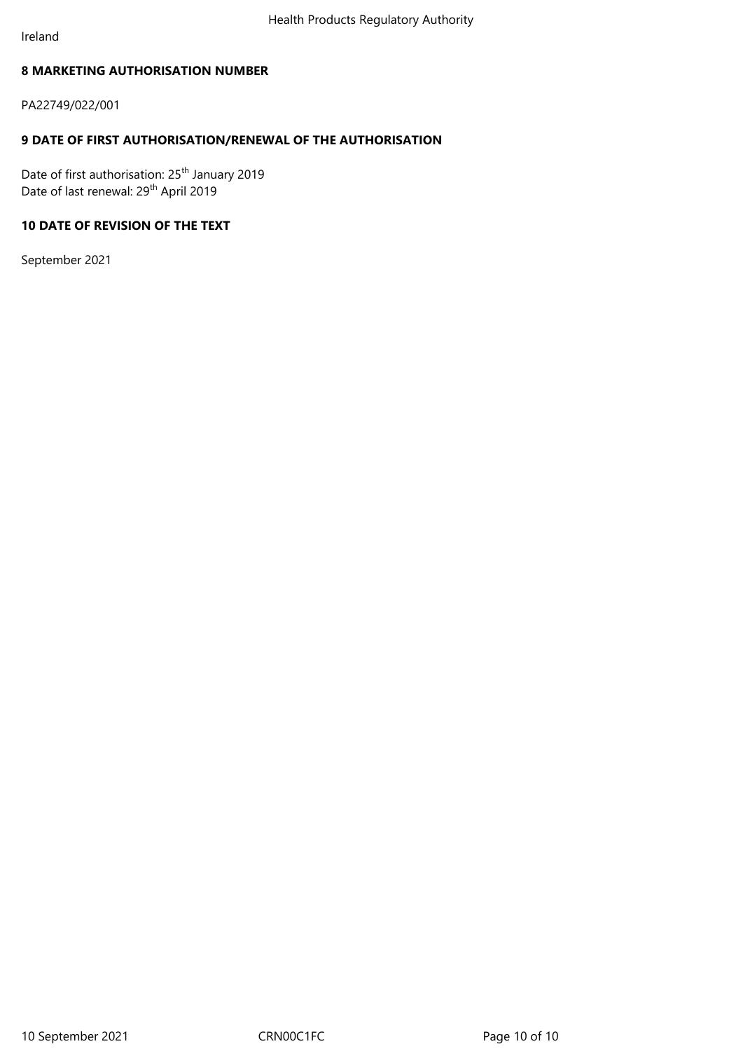Ireland

## 8 MARKETING AUTHORISATION NUMBER

PA22749/022/001

## 9 DATE OF FIRST AUTHORISATION/RENEWAL OF THE AUTHORISATION

Date of first authorisation: 25th January 2019
Date of last renewal: 29th April 2019

## 10 DATE OF REVISION OF THE TEXT

September 2021